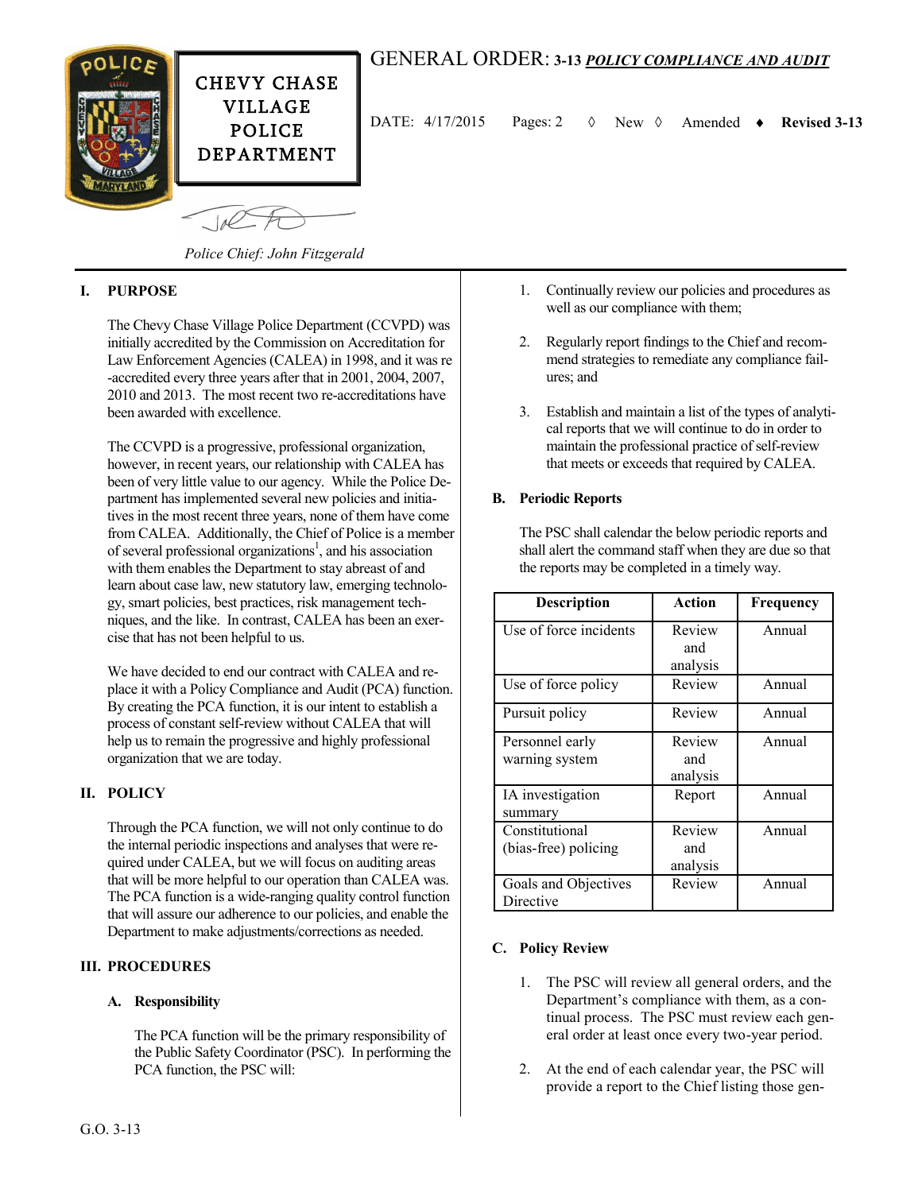CHEVY CHASE VILLAGE POLICE DEPARTMENT

# GENERAL ORDER: 3-13 ***POLICY COMPLIANCE AND AUDIT***

DATE: 4/17/2015 Pages: 2 ◊ New ◊ Amended ♦ **Revised 3-13**

*Police Chief: John Fitzgerald*

## I. PURPOSE

The Chevy Chase Village Police Department (CCVPD) was initially accredited by the Commission on Accreditation for Law Enforcement Agencies (CALEA) in 1998, and it was re-accredited every three years after that in 2001, 2004, 2007, 2010 and 2013. The most recent two re-accreditations have been awarded with excellence.

The CCVPD is a progressive, professional organization, however, in recent years, our relationship with CALEA has been of very little value to our agency. While the Police Department has implemented several new policies and initiatives in the most recent three years, none of them have come from CALEA. Additionally, the Chief of Police is a member of several professional organizations[1], and his association with them enables the Department to stay abreast of and learn about case law, new statutory law, emerging technology, smart policies, best practices, risk management techniques, and the like. In contrast, CALEA has been an exercise that has not been helpful to us.

We have decided to end our contract with CALEA and replace it with a Policy Compliance and Audit (PCA) function. By creating the PCA function, it is our intent to establish a process of constant self-review without CALEA that will help us to remain the progressive and highly professional organization that we are today.

## II. POLICY

Through the PCA function, we will not only continue to do the internal periodic inspections and analyses that were required under CALEA, but we will focus on auditing areas that will be more helpful to our operation than CALEA was. The PCA function is a wide-ranging quality control function that will assure our adherence to our policies, and enable the Department to make adjustments/corrections as needed.

## III. PROCEDURES

### A. Responsibility

The PCA function will be the primary responsibility of the Public Safety Coordinator (PSC). In performing the PCA function, the PSC will:

1. Continually review our policies and procedures as well as our compliance with them;
2. Regularly report findings to the Chief and recommend strategies to remediate any compliance failures; and
3. Establish and maintain a list of the types of analytical reports that we will continue to do in order to maintain the professional practice of self-review that meets or exceeds that required by CALEA.

### B. Periodic Reports

The PSC shall calendar the below periodic reports and shall alert the command staff when they are due so that the reports may be completed in a timely way.

| Description | Action | Frequency |
|---|---|---|
| Use of force incidents | Review and analysis | Annual |
| Use of force policy | Review | Annual |
| Pursuit policy | Review | Annual |
| Personnel early warning system | Review and analysis | Annual |
| IA investigation summary | Report | Annual |
| Constitutional (bias-free) policing | Review and analysis | Annual |
| Goals and Objectives Directive | Review | Annual |

### C. Policy Review

1. The PSC will review all general orders, and the Department's compliance with them, as a continual process. The PSC must review each general order at least once every two-year period.
2. At the end of each calendar year, the PSC will provide a report to the Chief listing those gen-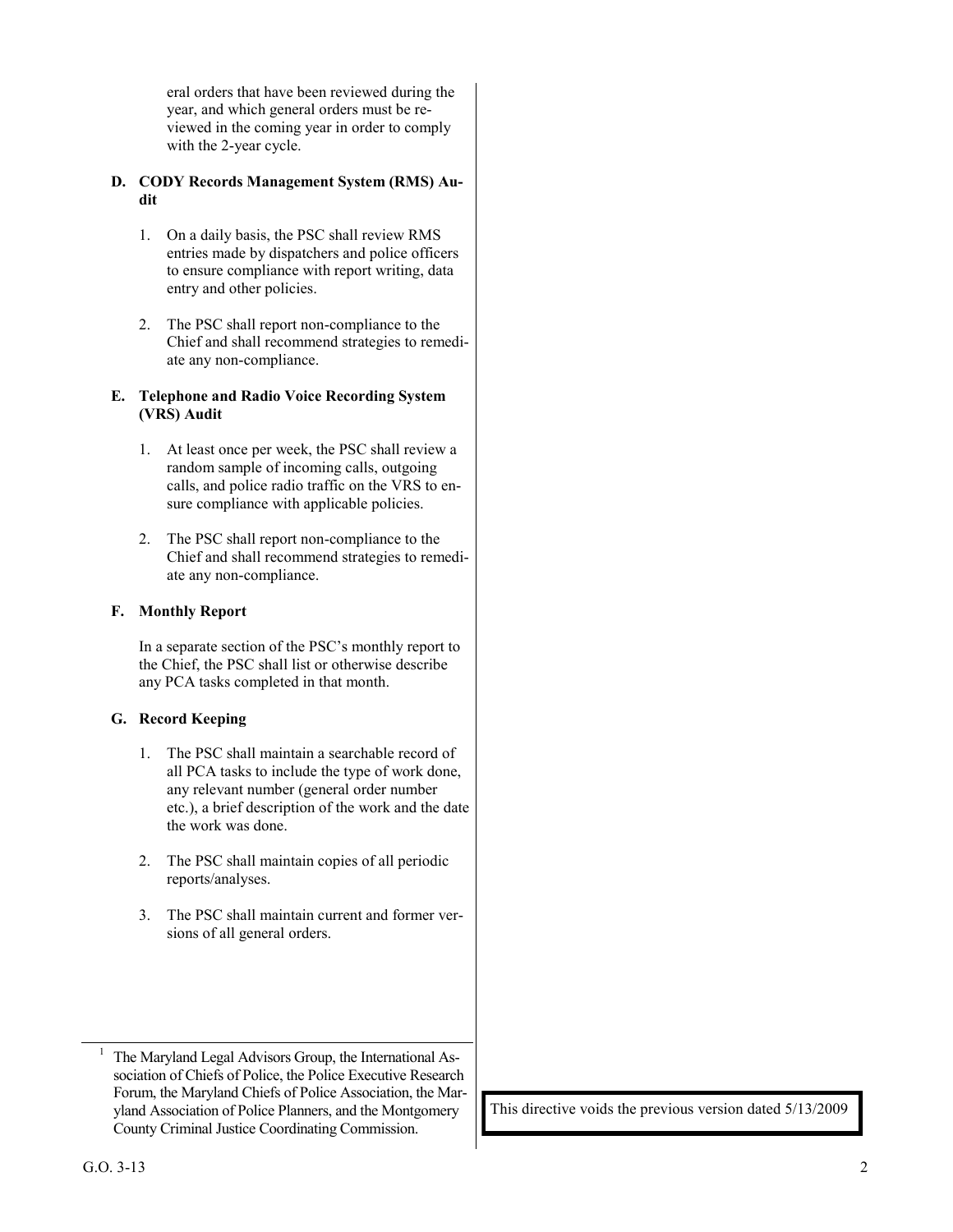eral orders that have been reviewed during the year, and which general orders must be reviewed in the coming year in order to comply with the 2-year cycle.

**D. CODY Records Management System (RMS) Audit**

1. On a daily basis, the PSC shall review RMS entries made by dispatchers and police officers to ensure compliance with report writing, data entry and other policies.

2. The PSC shall report non-compliance to the Chief and shall recommend strategies to remediate any non-compliance.

**E. Telephone and Radio Voice Recording System (VRS) Audit**

1. At least once per week, the PSC shall review a random sample of incoming calls, outgoing calls, and police radio traffic on the VRS to ensure compliance with applicable policies.

2. The PSC shall report non-compliance to the Chief and shall recommend strategies to remediate any non-compliance.

**F. Monthly Report**

In a separate section of the PSC's monthly report to the Chief, the PSC shall list or otherwise describe any PCA tasks completed in that month.

**G. Record Keeping**

1. The PSC shall maintain a searchable record of all PCA tasks to include the type of work done, any relevant number (general order number etc.), a brief description of the work and the date the work was done.

2. The PSC shall maintain copies of all periodic reports/analyses.

3. The PSC shall maintain current and former versions of all general orders.

[1] The Maryland Legal Advisors Group, the International Association of Chiefs of Police, the Police Executive Research Forum, the Maryland Chiefs of Police Association, the Maryland Association of Police Planners, and the Montgomery County Criminal Justice Coordinating Commission.

This directive voids the previous version dated 5/13/2009

G.O. 3-13